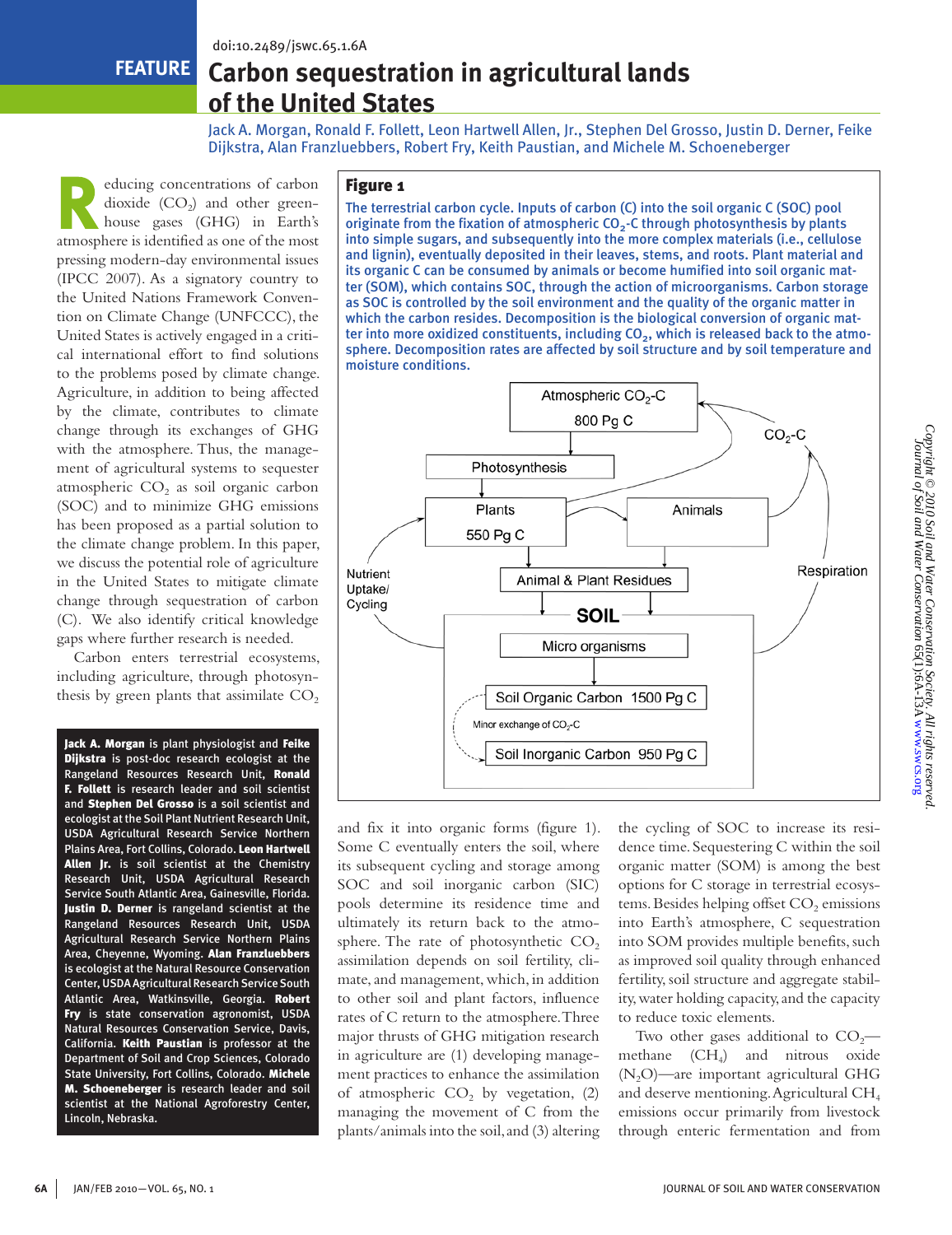doi:10.2489/jswc.65.1.6A

FEATURE

# Carbon sequestration in agricultural lands of the United States

Jack A. Morgan, Ronald F. Follett, Leon Hartwell Allen, Jr., Stephen Del Grosso, Justin D. Derner, Feike Dijkstra, Alan Franzluebbers, Robert Fry, Keith Paustian, and Michele M. Schoeneberger

Reducing concentrations of carbon dioxide ($CO_2$) and other greenhouse gases (GHG) in Earth's atmosphere is identified as one of the most pressing modern-day environmental issues (IPCC 2007). As a signatory country to the United Nations Framework Convention on Climate Change (UNFCCC), the United States is actively engaged in a critical international effort to find solutions to the problems posed by climate change. Agriculture, in addition to being affected by the climate, contributes to climate change through its exchanges of GHG with the atmosphere. Thus, the management of agricultural systems to sequester atmospheric $CO_2$ as soil organic carbon (SOC) and to minimize GHG emissions has been proposed as a partial solution to the climate change problem. In this paper, we discuss the potential role of agriculture in the United States to mitigate climate change through sequestration of carbon (C). We also identify critical knowledge gaps where further research is needed.

Carbon enters terrestrial ecosystems, including agriculture, through photosynthesis by green plants that assimilate $CO_2$ and fix it into organic forms (figure 1). Some C eventually enters the soil, where its subsequent cycling and storage among SOC and soil inorganic carbon (SIC) pools determine its residence time and ultimately its return back to the atmosphere. The rate of photosynthetic $CO_2$ assimilation depends on soil fertility, climate, and management, which, in addition to other soil and plant factors, influence rates of C return to the atmosphere. Three major thrusts of GHG mitigation research in agriculture are (1) developing management practices to enhance the assimilation of atmospheric $CO_2$ by vegetation, (2) managing the movement of C from the plants/animals into the soil, and (3) altering the cycling of SOC to increase its residence time. Sequestering C within the soil organic matter (SOM) is among the best options for C storage in terrestrial ecosystems. Besides helping offset $CO_2$ emissions into Earth's atmosphere, C sequestration into SOM provides multiple benefits, such as improved soil quality through enhanced fertility, soil structure and aggregate stability, water holding capacity, and the capacity to reduce toxic elements.

Two other gases additional to $CO_2$—methane ($CH_4$) and nitrous oxide ($N_2O$)—are important agricultural GHG and deserve mentioning. Agricultural $CH_4$ emissions occur primarily from livestock through enteric fermentation and from

**Jack A. Morgan** is plant physiologist and **Feike Dijkstra** is post-doc research ecologist at the Rangeland Resources Research Unit, **Ronald F. Follett** is research leader and soil scientist and **Stephen Del Grosso** is a soil scientist and ecologist at the Soil Plant Nutrient Research Unit, USDA Agricultural Research Service Northern Plains Area, Fort Collins, Colorado. **Leon Hartwell Allen Jr.** is soil scientist at the Chemistry Research Unit, USDA Agricultural Research Service South Atlantic Area, Gainesville, Florida. **Justin D. Derner** is rangeland scientist at the Rangeland Resources Research Unit, USDA Agricultural Research Service Northern Plains Area, Cheyenne, Wyoming. **Alan Franzluebbers** is ecologist at the Natural Resource Conservation Center, USDA Agricultural Research Service South Atlantic Area, Watkinsville, Georgia. **Robert Fry** is state conservation agronomist, USDA Natural Resources Conservation Service, Davis, California. **Keith Paustian** is professor at the Department of Soil and Crop Sciences, Colorado State University, Fort Collins, Colorado. **Michele M. Schoeneberger** is research leader and soil scientist at the National Agroforestry Center, Lincoln, Nebraska.

**Figure 1**

The terrestrial carbon cycle. Inputs of carbon (C) into the soil organic C (SOC) pool originate from the fixation of atmospheric $CO_2$-C through photosynthesis by plants into simple sugars, and subsequently into the more complex materials (i.e., cellulose and lignin), eventually deposited in their leaves, stems, and roots. Plant material and its organic C can be consumed by animals or become humified into soil organic matter (SOM), which contains SOC, through the action of microorganisms. Carbon storage as SOC is controlled by the soil environment and the quality of the organic matter in which the carbon resides. Decomposition is the biological conversion of organic matter into more oxidized constituents, including $CO_2$, which is released back to the atmosphere. Decomposition rates are affected by soil structure and by soil temperature and moisture conditions.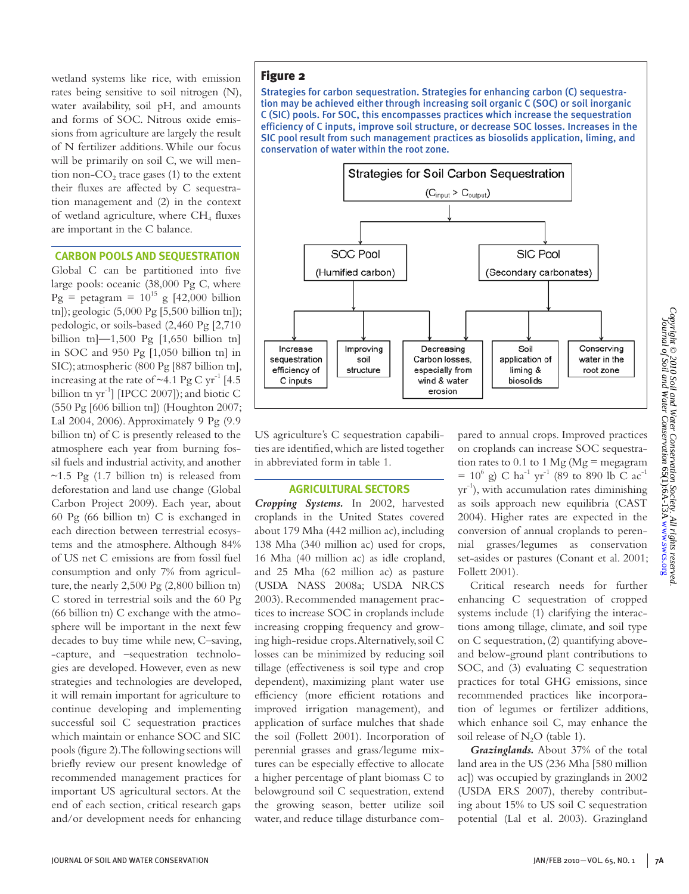wetland systems like rice, with emission rates being sensitive to soil nitrogen (N), water availability, soil pH, and amounts and forms of SOC. Nitrous oxide emissions from agriculture are largely the result of N fertilizer additions. While our focus will be primarily on soil C, we will mention non-$CO_2$ trace gases (1) to the extent their fluxes are affected by C sequestration management and (2) in the context of wetland agriculture, where $CH_4$ fluxes are important in the C balance.

## CARBON POOLS AND SEQUESTRATION

Global C can be partitioned into five large pools: oceanic (38,000 Pg C, where Pg = petagram = $10^{15}$ g [42,000 billion tn]); geologic (5,000 Pg [5,500 billion tn]); pedologic, or soils-based (2,460 Pg [2,710 billion tn]—1,500 Pg [1,650 billion tn] in SOC and 950 Pg [1,050 billion tn] in SIC); atmospheric (800 Pg [887 billion tn], increasing at the rate of ~4.1 Pg C $yr^{-1}$ [4.5 billion tn $yr^{-1}$] [IPCC 2007]); and biotic C (550 Pg [606 billion tn]) (Houghton 2007; Lal 2004, 2006). Approximately 9 Pg (9.9 billion tn) of C is presently released to the atmosphere each year from burning fossil fuels and industrial activity, and another ~1.5 Pg (1.7 billion tn) is released from deforestation and land use change (Global Carbon Project 2009). Each year, about 60 Pg (66 billion tn) C is exchanged in each direction between terrestrial ecosystems and the atmosphere. Although 84% of US net C emissions are from fossil fuel consumption and only 7% from agriculture, the nearly 2,500 Pg (2,800 billion tn) C stored in terrestrial soils and the 60 Pg (66 billion tn) C exchange with the atmosphere will be important in the next few decades to buy time while new, C–saving, -capture, and –sequestration technologies are developed. However, even as new strategies and technologies are developed, it will remain important for agriculture to continue developing and implementing successful soil C sequestration practices which maintain or enhance SOC and SIC pools (figure 2). The following sections will briefly review our present knowledge of recommended management practices for important US agricultural sectors. At the end of each section, critical research gaps and/or development needs for enhancing US agriculture's C sequestration capabilities are identified, which are listed together in abbreviated form in table 1.

**Figure 2**

Strategies for carbon sequestration. Strategies for enhancing carbon (C) sequestration may be achieved either through increasing soil organic C (SOC) or soil inorganic C (SIC) pools. For SOC, this encompasses practices which increase the sequestration efficiency of C inputs, improve soil structure, or decrease SOC losses. Increases in the SIC pool result from such management practices as biosolids application, liming, and conservation of water within the root zone.

## AGRICULTURAL SECTORS

***Cropping Systems.*** In 2002, harvested croplands in the United States covered about 179 Mha (442 million ac), including 138 Mha (340 million ac) used for crops, 16 Mha (40 million ac) as idle cropland, and 25 Mha (62 million ac) as pasture (USDA NASS 2008a; USDA NRCS 2003). Recommended management practices to increase SOC in croplands include increasing cropping frequency and growing high-residue crops. Alternatively, soil C losses can be minimized by reducing soil tillage (effectiveness is soil type and crop dependent), maximizing plant water use efficiency (more efficient rotations and improved irrigation management), and application of surface mulches that shade the soil (Follett 2001). Incorporation of perennial grasses and grass/legume mixtures can be especially effective to allocate a higher percentage of plant biomass C to belowground soil C sequestration, extend the growing season, better utilize soil water, and reduce tillage disturbance compared to annual crops. Improved practices on croplands can increase SOC sequestration rates to 0.1 to 1 Mg (Mg = megagram = $10^6$ g) C $ha^{-1}$ $yr^{-1}$ (89 to 890 lb C $ac^{-1}$ $yr^{-1}$), with accumulation rates diminishing as soils approach new equilibria (CAST 2004). Higher rates are expected in the conversion of annual croplands to perennial grasses/legumes as conservation set-asides or pastures (Conant et al. 2001; Follett 2001).

Critical research needs for further enhancing C sequestration of cropped systems include (1) clarifying the interactions among tillage, climate, and soil type on C sequestration, (2) quantifying above- and below-ground plant contributions to SOC, and (3) evaluating C sequestration practices for total GHG emissions, since recommended practices like incorporation of legumes or fertilizer additions, which enhance soil C, may enhance the soil release of $N_2O$ (table 1).

***Grazinglands.*** About 37% of the total land area in the US (236 Mha [580 million ac]) was occupied by grazinglands in 2002 (USDA ERS 2007), thereby contributing about 15% to US soil C sequestration potential (Lal et al. 2003). Grazingland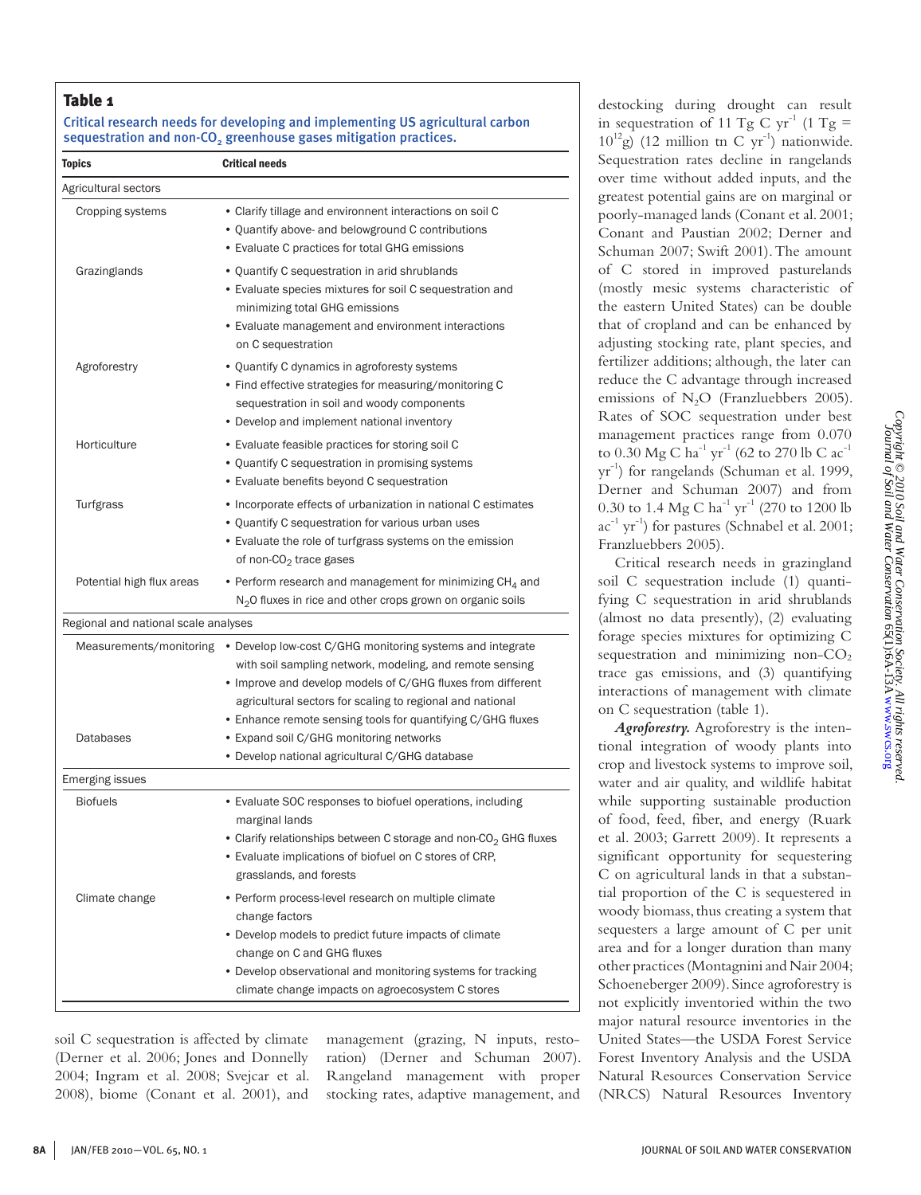**Table 1**

Critical research needs for developing and implementing US agricultural carbon sequestration and non-$CO_2$ greenhouse gases mitigation practices.

| Topics | Critical needs |
|---|---|
| Agricultural sectors | |
| Cropping systems | • Clarify tillage and environment interactions on soil C<br>• Quantify above- and belowground C contributions<br>• Evaluate C practices for total GHG emissions |
| Grazinglands | • Quantify C sequestration in arid shrublands<br>• Evaluate species mixtures for soil C sequestration and minimizing total GHG emissions<br>• Evaluate management and environment interactions on C sequestration |
| Agroforestry | • Quantify C dynamics in agroforesty systems<br>• Find effective strategies for measuring/monitoring C sequestration in soil and woody components<br>• Develop and implement national inventory |
| Horticulture | • Evaluate feasible practices for storing soil C<br>• Quantify C sequestration in promising systems<br>• Evaluate benefits beyond C sequestration |
| Turfgrass | • Incorporate effects of urbanization in national C estimates<br>• Quantify C sequestration for various urban uses<br>• Evaluate the role of turfgrass systems on the emission of non-$CO_2$ trace gases |
| Potential high flux areas | • Perform research and management for minimizing $CH_4$ and $N_2O$ fluxes in rice and other crops grown on organic soils |
| Regional and national scale analyses | |
| Measurements/monitoring | • Develop low-cost C/GHG monitoring systems and integrate with soil sampling network, modeling, and remote sensing<br>• Improve and develop models of C/GHG fluxes from different agricultural sectors for scaling to regional and national<br>• Enhance remote sensing tools for quantifying C/GHG fluxes |
| Databases | • Expand soil C/GHG monitoring networks<br>• Develop national agricultural C/GHG database |
| Emerging issues | |
| Biofuels | • Evaluate SOC responses to biofuel operations, including marginal lands<br>• Clarify relationships between C storage and non-$CO_2$ GHG fluxes<br>• Evaluate implications of biofuel on C stores of CRP, grasslands, and forests |
| Climate change | • Perform process-level research on multiple climate change factors<br>• Develop models to predict future impacts of climate change on C and GHG fluxes<br>• Develop observational and monitoring systems for tracking climate change impacts on agroecosystem C stores |

soil C sequestration is affected by climate (Derner et al. 2006; Jones and Donnelly 2004; Ingram et al. 2008; Svejcar et al. 2008), biome (Conant et al. 2001), and management (grazing, N inputs, restoration) (Derner and Schuman 2007). Rangeland management with proper stocking rates, adaptive management, and destocking during drought can result in sequestration of 11 Tg C $yr^{-1}$ (1 Tg = $10^{12}$g) (12 million tn C $yr^{-1}$) nationwide. Sequestration rates decline in rangelands over time without added inputs, and the greatest potential gains are on marginal or poorly-managed lands (Conant et al. 2001; Conant and Paustian 2002; Derner and Schuman 2007; Swift 2001). The amount of C stored in improved pasturelands (mostly mesic systems characteristic of the eastern United States) can be double that of cropland and can be enhanced by adjusting stocking rate, plant species, and fertilizer additions; although, the later can reduce the C advantage through increased emissions of $N_2O$ (Franzluebbers 2005). Rates of SOC sequestration under best management practices range from 0.070 to 0.30 Mg C $ha^{-1}$ $yr^{-1}$ (62 to 270 lb C $ac^{-1}$ $yr^{-1}$) for rangelands (Schuman et al. 1999, Derner and Schuman 2007) and from 0.30 to 1.4 Mg C $ha^{-1}$ $yr^{-1}$ (270 to 1200 lb $ac^{-1}$ $yr^{-1}$) for pastures (Schnabel et al. 2001; Franzluebbers 2005).

Critical research needs in grazingland soil C sequestration include (1) quantifying C sequestration in arid shrublands (almost no data presently), (2) evaluating forage species mixtures for optimizing C sequestration and minimizing non-$CO_2$ trace gas emissions, and (3) quantifying interactions of management with climate on C sequestration (table 1).

***Agroforestry.*** Agroforestry is the intentional integration of woody plants into crop and livestock systems to improve soil, water and air quality, and wildlife habitat while supporting sustainable production of food, feed, fiber, and energy (Ruark et al. 2003; Garrett 2009). It represents a significant opportunity for sequestering C on agricultural lands in that a substantial proportion of the C is sequestered in woody biomass, thus creating a system that sequesters a large amount of C per unit area and for a longer duration than many other practices (Montagnini and Nair 2004; Schoeneberger 2009). Since agroforestry is not explicitly inventoried within the two major natural resource inventories in the United States—the USDA Forest Service Forest Inventory Analysis and the USDA Natural Resources Conservation Service (NRCS) Natural Resources Inventory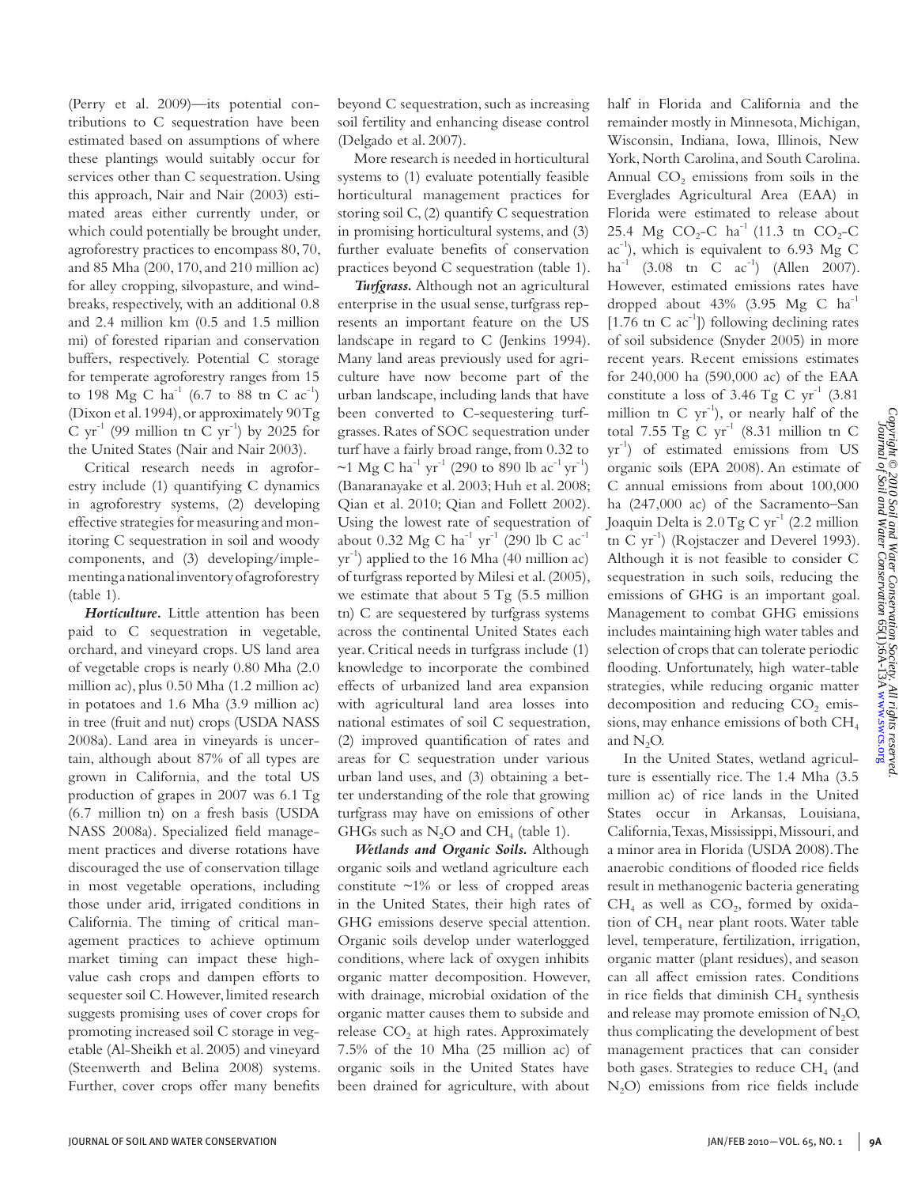(Perry et al. 2009)—its potential contributions to C sequestration have been estimated based on assumptions of where these plantings would suitably occur for services other than C sequestration. Using this approach, Nair and Nair (2003) estimated areas either currently under, or which could potentially be brought under, agroforestry practices to encompass 80, 70, and 85 Mha (200, 170, and 210 million ac) for alley cropping, silvopasture, and windbreaks, respectively, with an additional 0.8 and 2.4 million km (0.5 and 1.5 million mi) of forested riparian and conservation buffers, respectively. Potential C storage for temperate agroforestry ranges from 15 to 198 Mg C $ha^{-1}$ (6.7 to 88 tn C $ac^{-1}$) (Dixon et al. 1994), or approximately 90 Tg C $yr^{-1}$ (99 million tn C $yr^{-1}$) by 2025 for the United States (Nair and Nair 2003).

Critical research needs in agroforestry include (1) quantifying C dynamics in agroforestry systems, (2) developing effective strategies for measuring and monitoring C sequestration in soil and woody components, and (3) developing/implementing a national inventory of agroforestry (table 1).

***Horticulture.*** Little attention has been paid to C sequestration in vegetable, orchard, and vineyard crops. US land area of vegetable crops is nearly 0.80 Mha (2.0 million ac), plus 0.50 Mha (1.2 million ac) in potatoes and 1.6 Mha (3.9 million ac) in tree (fruit and nut) crops (USDA NASS 2008a). Land area in vineyards is uncertain, although about 87% of all types are grown in California, and the total US production of grapes in 2007 was 6.1 Tg (6.7 million tn) on a fresh basis (USDA NASS 2008a). Specialized field management practices and diverse rotations have discouraged the use of conservation tillage in most vegetable operations, including those under arid, irrigated conditions in California. The timing of critical management practices to achieve optimum market timing can impact these high-value cash crops and dampen efforts to sequester soil C. However, limited research suggests promising uses of cover crops for promoting increased soil C storage in vegetable (Al-Sheikh et al. 2005) and vineyard (Steenwerth and Belina 2008) systems. Further, cover crops offer many benefits beyond C sequestration, such as increasing soil fertility and enhancing disease control (Delgado et al. 2007).

More research is needed in horticultural systems to (1) evaluate potentially feasible horticultural management practices for storing soil C, (2) quantify C sequestration in promising horticultural systems, and (3) further evaluate benefits of conservation practices beyond C sequestration (table 1).

***Turfgrass.*** Although not an agricultural enterprise in the usual sense, turfgrass represents an important feature on the US landscape in regard to C (Jenkins 1994). Many land areas previously used for agriculture have now become part of the urban landscape, including lands that have been converted to C-sequestering turfgrasses. Rates of SOC sequestration under turf have a fairly broad range, from 0.32 to ~1 Mg C $ha^{-1}$ $yr^{-1}$ (290 to 890 lb $ac^{-1}$ $yr^{-1}$) (Banaranayake et al. 2003; Huh et al. 2008; Qian et al. 2010; Qian and Follett 2002). Using the lowest rate of sequestration of about 0.32 Mg C $ha^{-1}$ $yr^{-1}$ (290 lb C $ac^{-1}$ $yr^{-1}$) applied to the 16 Mha (40 million ac) of turfgrass reported by Milesi et al. (2005), we estimate that about 5 Tg (5.5 million tn) C are sequestered by turfgrass systems across the continental United States each year. Critical needs in turfgrass include (1) knowledge to incorporate the combined effects of urbanized land area expansion with agricultural land area losses into national estimates of soil C sequestration, (2) improved quantification of rates and areas for C sequestration under various urban land uses, and (3) obtaining a better understanding of the role that growing turfgrass may have on emissions of other GHGs such as $N_2O$ and $CH_4$ (table 1).

***Wetlands and Organic Soils.*** Although organic soils and wetland agriculture each constitute ~1% or less of cropped areas in the United States, their high rates of GHG emissions deserve special attention. Organic soils develop under waterlogged conditions, where lack of oxygen inhibits organic matter decomposition. However, with drainage, microbial oxidation of the organic matter causes them to subside and release $CO_2$ at high rates. Approximately 7.5% of the 10 Mha (25 million ac) of organic soils in the United States have been drained for agriculture, with about half in Florida and California and the remainder mostly in Minnesota, Michigan, Wisconsin, Indiana, Iowa, Illinois, New York, North Carolina, and South Carolina. Annual $CO_2$ emissions from soils in the Everglades Agricultural Area (EAA) in Florida were estimated to release about 25.4 Mg $CO_2$-C $ha^{-1}$ (11.3 tn $CO_2$-C $ac^{-1}$), which is equivalent to 6.93 Mg C $ha^{-1}$ (3.08 tn C $ac^{-1}$) (Allen 2007). However, estimated emissions rates have dropped about 43% (3.95 Mg C $ha^{-1}$ [1.76 tn C $ac^{-1}$]) following declining rates of soil subsidence (Snyder 2005) in more recent years. Recent emissions estimates for 240,000 ha (590,000 ac) of the EAA constitute a loss of 3.46 Tg C $yr^{-1}$ (3.81 million tn C $yr^{-1}$), or nearly half of the total 7.55 Tg C $yr^{-1}$ (8.31 million tn C $yr^{-1}$) of estimated emissions from US organic soils (EPA 2008). An estimate of C annual emissions from about 100,000 ha (247,000 ac) of the Sacramento–San Joaquin Delta is 2.0 Tg C $yr^{-1}$ (2.2 million tn C $yr^{-1}$) (Rojstaczer and Deverel 1993). Although it is not feasible to consider C sequestration in such soils, reducing the emissions of GHG is an important goal. Management to combat GHG emissions includes maintaining high water tables and selection of crops that can tolerate periodic flooding. Unfortunately, high water-table strategies, while reducing organic matter decomposition and reducing $CO_2$ emissions, may enhance emissions of both $CH_4$ and $N_2O$.

In the United States, wetland agriculture is essentially rice. The 1.4 Mha (3.5 million ac) of rice lands in the United States occur in Arkansas, Louisiana, California, Texas, Mississippi, Missouri, and a minor area in Florida (USDA 2008). The anaerobic conditions of flooded rice fields result in methanogenic bacteria generating $CH_4$ as well as $CO_2$, formed by oxidation of $CH_4$ near plant roots. Water table level, temperature, fertilization, irrigation, organic matter (plant residues), and season can all affect emission rates. Conditions in rice fields that diminish $CH_4$ synthesis and release may promote emission of $N_2O$, thus complicating the development of best management practices that can consider both gases. Strategies to reduce $CH_4$ (and $N_2O$) emissions from rice fields include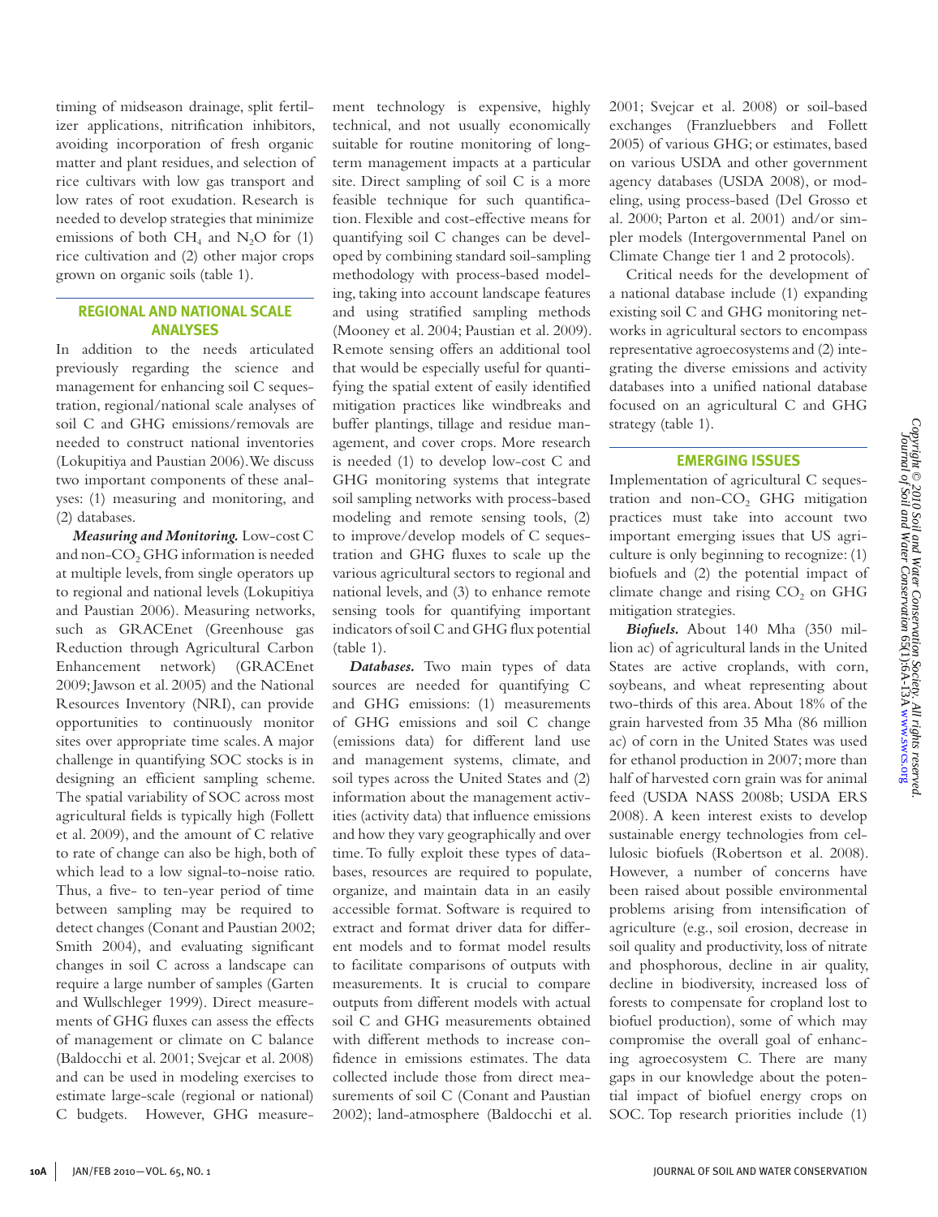timing of midseason drainage, split fertilizer applications, nitrification inhibitors, avoiding incorporation of fresh organic matter and plant residues, and selection of rice cultivars with low gas transport and low rates of root exudation. Research is needed to develop strategies that minimize emissions of both $CH_4$ and $N_2O$ for (1) rice cultivation and (2) other major crops grown on organic soils (table 1).

## REGIONAL AND NATIONAL SCALE ANALYSES

In addition to the needs articulated previously regarding the science and management for enhancing soil C sequestration, regional/national scale analyses of soil C and GHG emissions/removals are needed to construct national inventories (Lokupitiya and Paustian 2006). We discuss two important components of these analyses: (1) measuring and monitoring, and (2) databases.

***Measuring and Monitoring.*** Low-cost C and non-$CO_2$ GHG information is needed at multiple levels, from single operators up to regional and national levels (Lokupitiya and Paustian 2006). Measuring networks, such as GRACEnet (Greenhouse gas Reduction through Agricultural Carbon Enhancement network) (GRACEnet 2009; Jawson et al. 2005) and the National Resources Inventory (NRI), can provide opportunities to continuously monitor sites over appropriate time scales. A major challenge in quantifying SOC stocks is in designing an efficient sampling scheme. The spatial variability of SOC across most agricultural fields is typically high (Follett et al. 2009), and the amount of C relative to rate of change can also be high, both of which lead to a low signal-to-noise ratio. Thus, a five- to ten-year period of time between sampling may be required to detect changes (Conant and Paustian 2002; Smith 2004), and evaluating significant changes in soil C across a landscape can require a large number of samples (Garten and Wullschleger 1999). Direct measurements of GHG fluxes can assess the effects of management or climate on C balance (Baldocchi et al. 2001; Svejcar et al. 2008) and can be used in modeling exercises to estimate large-scale (regional or national) C budgets. However, GHG measurement technology is expensive, highly technical, and not usually economically suitable for routine monitoring of long-term management impacts at a particular site. Direct sampling of soil C is a more feasible technique for such quantification. Flexible and cost-effective means for quantifying soil C changes can be developed by combining standard soil-sampling methodology with process-based modeling, taking into account landscape features and using stratified sampling methods (Mooney et al. 2004; Paustian et al. 2009). Remote sensing offers an additional tool that would be especially useful for quantifying the spatial extent of easily identified mitigation practices like windbreaks and buffer plantings, tillage and residue management, and cover crops. More research is needed (1) to develop low-cost C and GHG monitoring systems that integrate soil sampling networks with process-based modeling and remote sensing tools, (2) to improve/develop models of C sequestration and GHG fluxes to scale up the various agricultural sectors to regional and national levels, and (3) to enhance remote sensing tools for quantifying important indicators of soil C and GHG flux potential (table 1).

***Databases.*** Two main types of data sources are needed for quantifying C and GHG emissions: (1) measurements of GHG emissions and soil C change (emissions data) for different land use and management systems, climate, and soil types across the United States and (2) information about the management activities (activity data) that influence emissions and how they vary geographically and over time. To fully exploit these types of databases, resources are required to populate, organize, and maintain data in an easily accessible format. Software is required to extract and format driver data for different models and to format model results to facilitate comparisons of outputs with measurements. It is crucial to compare outputs from different models with actual soil C and GHG measurements obtained with different methods to increase confidence in emissions estimates. The data collected include those from direct measurements of soil C (Conant and Paustian 2002); land-atmosphere (Baldocchi et al. 2001; Svejcar et al. 2008) or soil-based exchanges (Franzluebbers and Follett 2005) of various GHG; or estimates, based on various USDA and other government agency databases (USDA 2008), or modeling, using process-based (Del Grosso et al. 2000; Parton et al. 2001) and/or simpler models (Intergovernmental Panel on Climate Change tier 1 and 2 protocols).

Critical needs for the development of a national database include (1) expanding existing soil C and GHG monitoring networks in agricultural sectors to encompass representative agroecosystems and (2) integrating the diverse emissions and activity databases into a unified national database focused on an agricultural C and GHG strategy (table 1).

## EMERGING ISSUES

Implementation of agricultural C sequestration and non-$CO_2$ GHG mitigation practices must take into account two important emerging issues that US agriculture is only beginning to recognize: (1) biofuels and (2) the potential impact of climate change and rising $CO_2$ on GHG mitigation strategies.

***Biofuels.*** About 140 Mha (350 million ac) of agricultural lands in the United States are active croplands, with corn, soybeans, and wheat representing about two-thirds of this area. About 18% of the grain harvested from 35 Mha (86 million ac) of corn in the United States was used for ethanol production in 2007; more than half of harvested corn grain was for animal feed (USDA NASS 2008b; USDA ERS 2008). A keen interest exists to develop sustainable energy technologies from cellulosic biofuels (Robertson et al. 2008). However, a number of concerns have been raised about possible environmental problems arising from intensification of agriculture (e.g., soil erosion, decrease in soil quality and productivity, loss of nitrate and phosphorous, decline in air quality, decline in biodiversity, increased loss of forests to compensate for cropland lost to biofuel production), some of which may compromise the overall goal of enhancing agroecosystem C. There are many gaps in our knowledge about the potential impact of biofuel energy crops on SOC. Top research priorities include (1)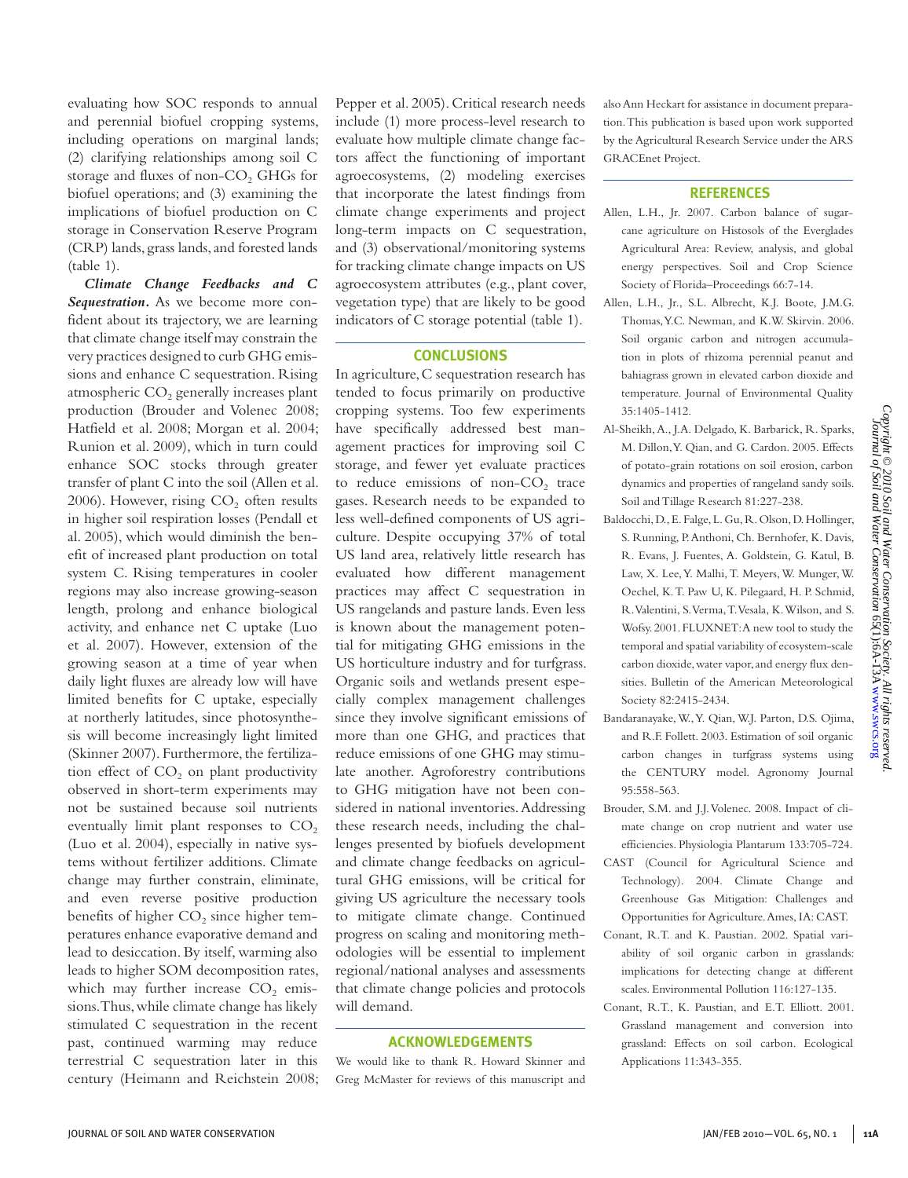evaluating how SOC responds to annual and perennial biofuel cropping systems, including operations on marginal lands; (2) clarifying relationships among soil C storage and fluxes of non-$CO_2$ GHGs for biofuel operations; and (3) examining the implications of biofuel production on C storage in Conservation Reserve Program (CRP) lands, grass lands, and forested lands (table 1).

***Climate Change Feedbacks and C Sequestration.*** As we become more confident about its trajectory, we are learning that climate change itself may constrain the very practices designed to curb GHG emissions and enhance C sequestration. Rising atmospheric $CO_2$ generally increases plant production (Brouder and Volenec 2008; Hatfield et al. 2008; Morgan et al. 2004; Runion et al. 2009), which in turn could enhance SOC stocks through greater transfer of plant C into the soil (Allen et al. 2006). However, rising $CO_2$ often results in higher soil respiration losses (Pendall et al. 2005), which would diminish the benefit of increased plant production on total system C. Rising temperatures in cooler regions may also increase growing-season length, prolong and enhance biological activity, and enhance net C uptake (Luo et al. 2007). However, extension of the growing season at a time of year when daily light fluxes are already low will have limited benefits for C uptake, especially at northerly latitudes, since photosynthesis will become increasingly light limited (Skinner 2007). Furthermore, the fertilization effect of $CO_2$ on plant productivity observed in short-term experiments may not be sustained because soil nutrients eventually limit plant responses to $CO_2$ (Luo et al. 2004), especially in native systems without fertilizer additions. Climate change may further constrain, eliminate, and even reverse positive production benefits of higher $CO_2$ since higher temperatures enhance evaporative demand and lead to desiccation. By itself, warming also leads to higher SOM decomposition rates, which may further increase $CO_2$ emissions. Thus, while climate change has likely stimulated C sequestration in the recent past, continued warming may reduce terrestrial C sequestration later in this century (Heimann and Reichstein 2008; Pepper et al. 2005). Critical research needs include (1) more process-level research to evaluate how multiple climate change factors affect the functioning of important agroecosystems, (2) modeling exercises that incorporate the latest findings from climate change experiments and project long-term impacts on C sequestration, and (3) observational/monitoring systems for tracking climate change impacts on US agroecosystem attributes (e.g., plant cover, vegetation type) that are likely to be good indicators of C storage potential (table 1).

## CONCLUSIONS

In agriculture, C sequestration research has tended to focus primarily on productive cropping systems. Too few experiments have specifically addressed best management practices for improving soil C storage, and fewer yet evaluate practices to reduce emissions of non-$CO_2$ trace gases. Research needs to be expanded to less well-defined components of US agriculture. Despite occupying 37% of total US land area, relatively little research has evaluated how different management practices may affect C sequestration in US rangelands and pasture lands. Even less is known about the management potential for mitigating GHG emissions in the US horticulture industry and for turfgrass. Organic soils and wetlands present especially complex management challenges since they involve significant emissions of more than one GHG, and practices that reduce emissions of one GHG may stimulate another. Agroforestry contributions to GHG mitigation have not been considered in national inventories. Addressing these research needs, including the challenges presented by biofuels development and climate change feedbacks on agricultural GHG emissions, will be critical for giving US agriculture the necessary tools to mitigate climate change. Continued progress on scaling and monitoring methodologies will be essential to implement regional/national analyses and assessments that climate change policies and protocols will demand.

## ACKNOWLEDGEMENTS

We would like to thank R. Howard Skinner and Greg McMaster for reviews of this manuscript and also Ann Heckart for assistance in document preparation. This publication is based upon work supported by the Agricultural Research Service under the ARS GRACEnet Project.

## REFERENCES

Allen, L.H., Jr. 2007. Carbon balance of sugarcane agriculture on Histosols of the Everglades Agricultural Area: Review, analysis, and global energy perspectives. Soil and Crop Science Society of Florida–Proceedings 66:7-14.

Allen, L.H., Jr., S.L. Albrecht, K.J. Boote, J.M.G. Thomas, Y.C. Newman, and K.W. Skirvin. 2006. Soil organic carbon and nitrogen accumulation in plots of rhizoma perennial peanut and bahiagrass grown in elevated carbon dioxide and temperature. Journal of Environmental Quality 35:1405-1412.

Al-Sheikh, A., J.A. Delgado, K. Barbarick, R. Sparks, M. Dillon, Y. Qian, and G. Cardon. 2005. Effects of potato-grain rotations on soil erosion, carbon dynamics and properties of rangeland sandy soils. Soil and Tillage Research 81:227-238.

Baldocchi, D., E. Falge, L. Gu, R. Olson, D. Hollinger, S. Running, P. Anthoni, Ch. Bernhofer, K. Davis, R. Evans, J. Fuentes, A. Goldstein, G. Katul, B. Law, X. Lee, Y. Malhi, T. Meyers, W. Munger, W. Oechel, K. T. Paw U, K. Pilegaard, H. P. Schmid, R. Valentini, S. Verma, T. Vesala, K. Wilson, and S. Wofsy. 2001. FLUXNET: A new tool to study the temporal and spatial variability of ecosystem-scale carbon dioxide, water vapor, and energy flux densities. Bulletin of the American Meteorological Society 82:2415-2434.

Bandaranayake, W., Y. Qian, W.J. Parton, D.S. Ojima, and R.F. Follett. 2003. Estimation of soil organic carbon changes in turfgrass systems using the CENTURY model. Agronomy Journal 95:558-563.

Brouder, S.M. and J.J. Volenec. 2008. Impact of climate change on crop nutrient and water use efficiencies. Physiologia Plantarum 133:705-724.

CAST (Council for Agricultural Science and Technology). 2004. Climate Change and Greenhouse Gas Mitigation: Challenges and Opportunities for Agriculture. Ames, IA: CAST.

Conant, R.T. and K. Paustian. 2002. Spatial variability of soil organic carbon in grasslands: implications for detecting change at different scales. Environmental Pollution 116:127-135.

Conant, R.T., K. Paustian, and E.T. Elliott. 2001. Grassland management and conversion into grassland: Effects on soil carbon. Ecological Applications 11:343-355.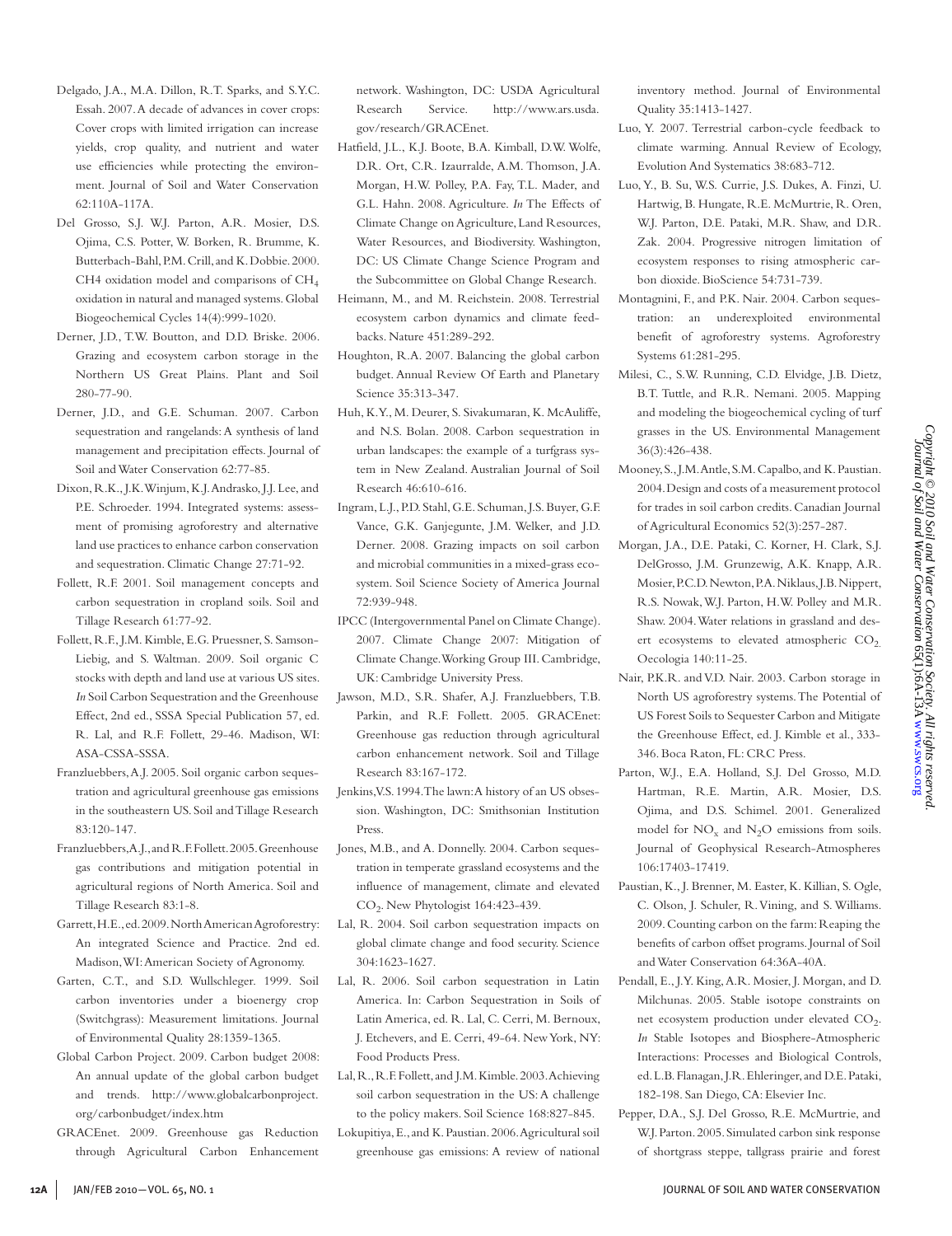Delgado, J.A., M.A. Dillon, R.T. Sparks, and S.Y.C. Essah. 2007. A decade of advances in cover crops: Cover crops with limited irrigation can increase yields, crop quality, and nutrient and water use efficiencies while protecting the environment. Journal of Soil and Water Conservation 62:110A-117A.

Del Grosso, S.J. W.J. Parton, A.R. Mosier, D.S. Ojima, C.S. Potter, W. Borken, R. Brumme, K. Butterbach-Bahl, P.M. Crill, and K. Dobbie. 2000. CH4 oxidation model and comparisons of $CH_4$ oxidation in natural and managed systems. Global Biogeochemical Cycles 14(4):999-1020.

Derner, J.D., T.W. Boutton, and D.D. Briske. 2006. Grazing and ecosystem carbon storage in the Northern US Great Plains. Plant and Soil 280-77-90.

Derner, J.D., and G.E. Schuman. 2007. Carbon sequestration and rangelands: A synthesis of land management and precipitation effects. Journal of Soil and Water Conservation 62:77-85.

Dixon, R.K., J.K. Winjum, K.J. Andrasko, J.J. Lee, and P.E. Schroeder. 1994. Integrated systems: assessment of promising agroforestry and alternative land use practices to enhance carbon conservation and sequestration. Climatic Change 27:71-92.

Follett, R.F. 2001. Soil management concepts and carbon sequestration in cropland soils. Soil and Tillage Research 61:77-92.

Follett, R.F., J.M. Kimble, E.G. Pruessner, S. Samson-Liebig, and S. Waltman. 2009. Soil organic C stocks with depth and land use at various US sites. *In* Soil Carbon Sequestration and the Greenhouse Effect, 2nd ed., SSSA Special Publication 57, ed. R. Lal, and R.F. Follett, 29-46. Madison, WI: ASA-CSSA-SSSA.

Franzluebbers, A.J. 2005. Soil organic carbon sequestration and agricultural greenhouse gas emissions in the southeastern US. Soil and Tillage Research 83:120-147.

Franzluebbers, A.J., and R.F. Follett. 2005. Greenhouse gas contributions and mitigation potential in agricultural regions of North America. Soil and Tillage Research 83:1-8.

Garrett, H.E., ed. 2009. North American Agroforestry: An integrated Science and Practice. 2nd ed. Madison, WI: American Society of Agronomy.

Garten, C.T., and S.D. Wullschleger. 1999. Soil carbon inventories under a bioenergy crop (Switchgrass): Measurement limitations. Journal of Environmental Quality 28:1359-1365.

Global Carbon Project. 2009. Carbon budget 2008: An annual update of the global carbon budget and trends. http://www.globalcarbonproject.org/carbonbudget/index.htm

GRACEnet. 2009. Greenhouse gas Reduction through Agricultural Carbon Enhancement network. Washington, DC: USDA Agricultural Research Service. http://www.ars.usda.gov/research/GRACEnet.

Hatfield, J.L., K.J. Boote, B.A. Kimball, D.W. Wolfe, D.R. Ort, C.R. Izaurralde, A.M. Thomson, J.A. Morgan, H.W. Polley, P.A. Fay, T.L. Mader, and G.L. Hahn. 2008. Agriculture. *In* The Effects of Climate Change on Agriculture, Land Resources, Water Resources, and Biodiversity. Washington, DC: US Climate Change Science Program and the Subcommittee on Global Change Research.

Heimann, M., and M. Reichstein. 2008. Terrestrial ecosystem carbon dynamics and climate feedbacks. Nature 451:289-292.

Houghton, R.A. 2007. Balancing the global carbon budget. Annual Review Of Earth and Planetary Science 35:313-347.

Huh, K.Y., M. Deurer, S. Sivakumaran, K. McAuliffe, and N.S. Bolan. 2008. Carbon sequestration in urban landscapes: the example of a turfgrass system in New Zealand. Australian Journal of Soil Research 46:610-616.

Ingram, L.J., P.D. Stahl, G.E. Schuman, J.S. Buyer, G.F. Vance, G.K. Ganjegunte, J.M. Welker, and J.D. Derner. 2008. Grazing impacts on soil carbon and microbial communities in a mixed-grass ecosystem. Soil Science Society of America Journal 72:939-948.

IPCC (Intergovernmental Panel on Climate Change). 2007. Climate Change 2007: Mitigation of Climate Change. Working Group III. Cambridge, UK: Cambridge University Press.

Jawson, M.D., S.R. Shafer, A.J. Franzluebbers, T.B. Parkin, and R.F. Follett. 2005. GRACEnet: Greenhouse gas reduction through agricultural carbon enhancement network. Soil and Tillage Research 83:167-172.

Jenkins, V.S. 1994. The lawn: A history of an US obsession. Washington, DC: Smithsonian Institution Press.

Jones, M.B., and A. Donnelly. 2004. Carbon sequestration in temperate grassland ecosystems and the influence of management, climate and elevated $CO_2$. New Phytologist 164:423-439.

Lal, R. 2004. Soil carbon sequestration impacts on global climate change and food security. Science 304:1623-1627.

Lal, R. 2006. Soil carbon sequestration in Latin America. In: Carbon Sequestration in Soils of Latin America, ed. R. Lal, C. Cerri, M. Bernoux, J. Etchevers, and E. Cerri, 49-64. New York, NY: Food Products Press.

Lal, R., R.F. Follett, and J.M. Kimble. 2003. Achieving soil carbon sequestration in the US: A challenge to the policy makers. Soil Science 168:827-845.

Lokupitiya, E., and K. Paustian. 2006. Agricultural soil greenhouse gas emissions: A review of national inventory method. Journal of Environmental Quality 35:1413-1427.

Luo, Y. 2007. Terrestrial carbon-cycle feedback to climate warming. Annual Review of Ecology, Evolution And Systematics 38:683-712.

Luo, Y., B. Su, W.S. Currie, J.S. Dukes, A. Finzi, U. Hartwig, B. Hungate, R.E. McMurtrie, R. Oren, W.J. Parton, D.E. Pataki, M.R. Shaw, and D.R. Zak. 2004. Progressive nitrogen limitation of ecosystem responses to rising atmospheric carbon dioxide. BioScience 54:731-739.

Montagnini, F., and P.K. Nair. 2004. Carbon sequestration: an underexploited environmental benefit of agroforestry systems. Agroforestry Systems 61:281-295.

Milesi, C., S.W. Running, C.D. Elvidge, J.B. Dietz, B.T. Tuttle, and R.R. Nemani. 2005. Mapping and modeling the biogeochemical cycling of turf grasses in the US. Environmental Management 36(3):426-438.

Mooney, S., J.M. Antle, S.M. Capalbo, and K. Paustian. 2004. Design and costs of a measurement protocol for trades in soil carbon credits. Canadian Journal of Agricultural Economics 52(3):257-287.

Morgan, J.A., D.E. Pataki, C. Korner, H. Clark, S.J. DelGrosso, J.M. Grunzewig, A.K. Knapp, A.R. Mosier, P.C.D. Newton, P.A. Niklaus, J.B. Nippert, R.S. Nowak, W.J. Parton, H.W. Polley and M.R. Shaw. 2004. Water relations in grassland and desert ecosystems to elevated atmospheric $CO_2$. Oecologia 140:11-25.

Nair, P.K.R. and V.D. Nair. 2003. Carbon storage in North US agroforestry systems. The Potential of US Forest Soils to Sequester Carbon and Mitigate the Greenhouse Effect, ed. J. Kimble et al., 333-346. Boca Raton, FL: CRC Press.

Parton, W.J., E.A. Holland, S.J. Del Grosso, M.D. Hartman, R.E. Martin, A.R. Mosier, D.S. Ojima, and D.S. Schimel. 2001. Generalized model for $NO_x$ and $N_2O$ emissions from soils. Journal of Geophysical Research-Atmospheres 106:17403-17419.

Paustian, K., J. Brenner, M. Easter, K. Killian, S. Ogle, C. Olson, J. Schuler, R. Vining, and S. Williams. 2009. Counting carbon on the farm: Reaping the benefits of carbon offset programs. Journal of Soil and Water Conservation 64:36A-40A.

Pendall, E., J.Y. King, A.R. Mosier, J. Morgan, and D. Milchunas. 2005. Stable isotope constraints on net ecosystem production under elevated $CO_2$. *In* Stable Isotopes and Biosphere-Atmospheric Interactions: Processes and Biological Controls, ed. L.B. Flanagan, J.R. Ehleringer, and D.E. Pataki, 182-198. San Diego, CA: Elsevier Inc.

Pepper, D.A., S.J. Del Grosso, R.E. McMurtrie, and W.J. Parton. 2005. Simulated carbon sink response of shortgrass steppe, tallgrass prairie and forest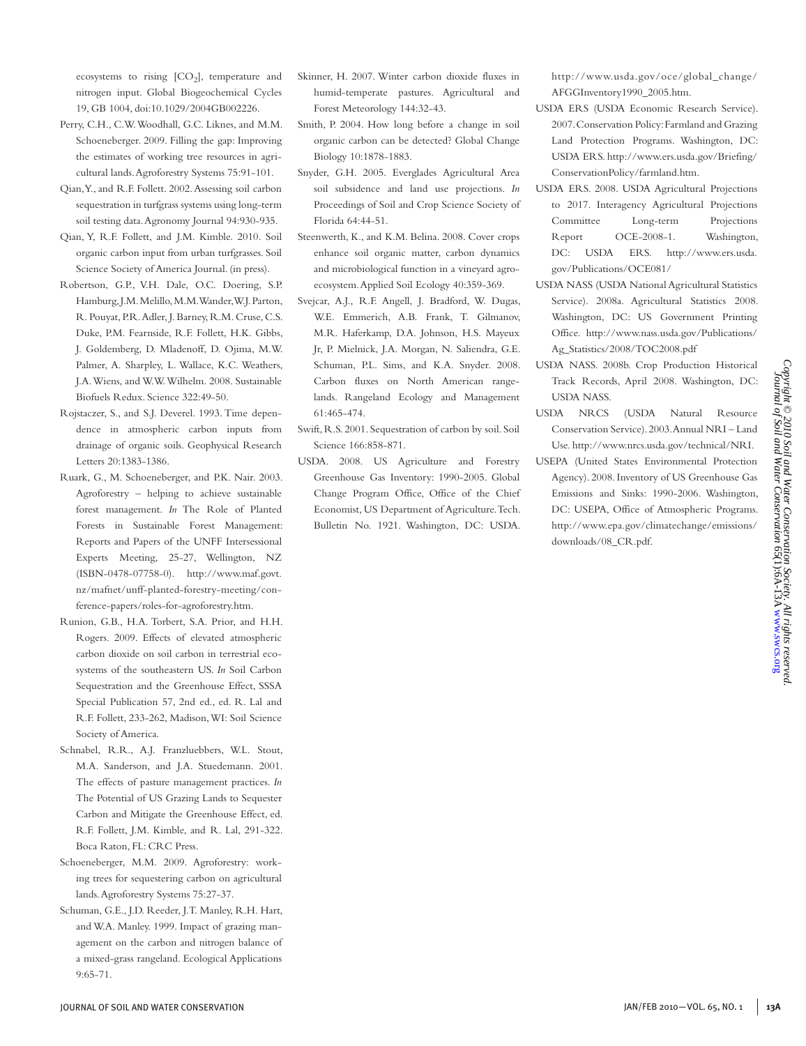ecosystems to rising [$CO_2$], temperature and nitrogen input. Global Biogeochemical Cycles 19, GB 1004, doi:10.1029/2004GB002226.

Perry, C.H., C.W. Woodhall, G.C. Liknes, and M.M. Schoeneberger. 2009. Filling the gap: Improving the estimates of working tree resources in agricultural lands. Agroforestry Systems 75:91-101.

Qian, Y., and R.F. Follett. 2002. Assessing soil carbon sequestration in turfgrass systems using long-term soil testing data. Agronomy Journal 94:930-935.

Qian, Y, R.F. Follett, and J.M. Kimble. 2010. Soil organic carbon input from urban turfgrasses. Soil Science Society of America Journal. (in press).

Robertson, G.P., V.H. Dale, O.C. Doering, S.P. Hamburg, J.M. Melillo, M.M. Wander, W.J. Parton, R. Pouyat, P.R. Adler, J. Barney, R.M. Cruse, C.S. Duke, P.M. Fearnside, R.F. Follett, H.K. Gibbs, J. Goldemberg, D. Mladenoff, D. Ojima, M.W. Palmer, A. Sharpley, L. Wallace, K.C. Weathers, J.A. Wiens, and W.W. Wilhelm. 2008. Sustainable Biofuels Redux. Science 322:49-50.

Rojstaczer, S., and S.J. Deverel. 1993. Time dependence in atmospheric carbon inputs from drainage of organic soils. Geophysical Research Letters 20:1383-1386.

Ruark, G., M. Schoeneberger, and P.K. Nair. 2003. Agroforestry – helping to achieve sustainable forest management. *In* The Role of Planted Forests in Sustainable Forest Management: Reports and Papers of the UNFF Intersessional Experts Meeting, 25-27, Wellington, NZ (ISBN-0478-07758-0). http://www.maf.govt.nz/mafnet/unff-planted-forestry-meeting/conference-papers/roles-for-agroforestry.htm.

Runion, G.B., H.A. Torbert, S.A. Prior, and H.H. Rogers. 2009. Effects of elevated atmospheric carbon dioxide on soil carbon in terrestrial ecosystems of the southeastern US. *In* Soil Carbon Sequestration and the Greenhouse Effect, SSSA Special Publication 57, 2nd ed., ed. R. Lal and R.F. Follett, 233-262, Madison, WI: Soil Science Society of America.

Schnabel, R.R., A.J. Franzluebbers, W.L. Stout, M.A. Sanderson, and J.A. Stuedemann. 2001. The effects of pasture management practices. *In* The Potential of US Grazing Lands to Sequester Carbon and Mitigate the Greenhouse Effect, ed. R.F. Follett, J.M. Kimble, and R. Lal, 291-322. Boca Raton, FL: CRC Press.

Schoeneberger, M.M. 2009. Agroforestry: working trees for sequestering carbon on agricultural lands. Agroforestry Systems 75:27-37.

Schuman, G.E., J.D. Reeder, J.T. Manley, R.H. Hart, and W.A. Manley. 1999. Impact of grazing management on the carbon and nitrogen balance of a mixed-grass rangeland. Ecological Applications 9:65-71.

Skinner, H. 2007. Winter carbon dioxide fluxes in humid-temperate pastures. Agricultural and Forest Meteorology 144:32-43.

Smith, P. 2004. How long before a change in soil organic carbon can be detected? Global Change Biology 10:1878-1883.

Snyder, G.H. 2005. Everglades Agricultural Area soil subsidence and land use projections. *In* Proceedings of Soil and Crop Science Society of Florida 64:44-51.

Steenwerth, K., and K.M. Belina. 2008. Cover crops enhance soil organic matter, carbon dynamics and microbiological function in a vineyard agroecosystem. Applied Soil Ecology 40:359-369.

Svejcar, A.J., R.F. Angell, J. Bradford, W. Dugas, W.E. Emmerich, A.B. Frank, T. Gilmanov, M.R. Haferkamp, D.A. Johnson, H.S. Mayeux Jr, P. Mielnick, J.A. Morgan, N. Saliendra, G.E. Schuman, P.L. Sims, and K.A. Snyder. 2008. Carbon fluxes on North American rangelands. Rangeland Ecology and Management 61:465-474.

Swift, R.S. 2001. Sequestration of carbon by soil. Soil Science 166:858-871.

USDA. 2008. US Agriculture and Forestry Greenhouse Gas Inventory: 1990-2005. Global Change Program Office, Office of the Chief Economist, US Department of Agriculture. Tech. Bulletin No. 1921. Washington, DC: USDA. http://www.usda.gov/oce/global_change/AFGGInventory1990_2005.htm.

USDA ERS (USDA Economic Research Service). 2007. Conservation Policy: Farmland and Grazing Land Protection Programs. Washington, DC: USDA ERS. http://www.ers.usda.gov/Briefing/ConservationPolicy/farmland.htm.

USDA ERS. 2008. USDA Agricultural Projections to 2017. Interagency Agricultural Projections Committee Long-term Projections Report OCE-2008-1. Washington, DC: USDA ERS. http://www.ers.usda.gov/Publications/OCE081/

USDA NASS (USDA National Agricultural Statistics Service). 2008a. Agricultural Statistics 2008. Washington, DC: US Government Printing Office. http://www.nass.usda.gov/Publications/Ag_Statistics/2008/TOC2008.pdf

USDA NASS. 2008b. Crop Production Historical Track Records, April 2008. Washington, DC: USDA NASS.

USDA NRCS (USDA Natural Resource Conservation Service). 2003. Annual NRI – Land Use. http://www.nrcs.usda.gov/technical/NRI.

USEPA (United States Environmental Protection Agency). 2008. Inventory of US Greenhouse Gas Emissions and Sinks: 1990-2006. Washington, DC: USEPA, Office of Atmospheric Programs. http://www.epa.gov/climatechange/emissions/downloads/08_CR.pdf.